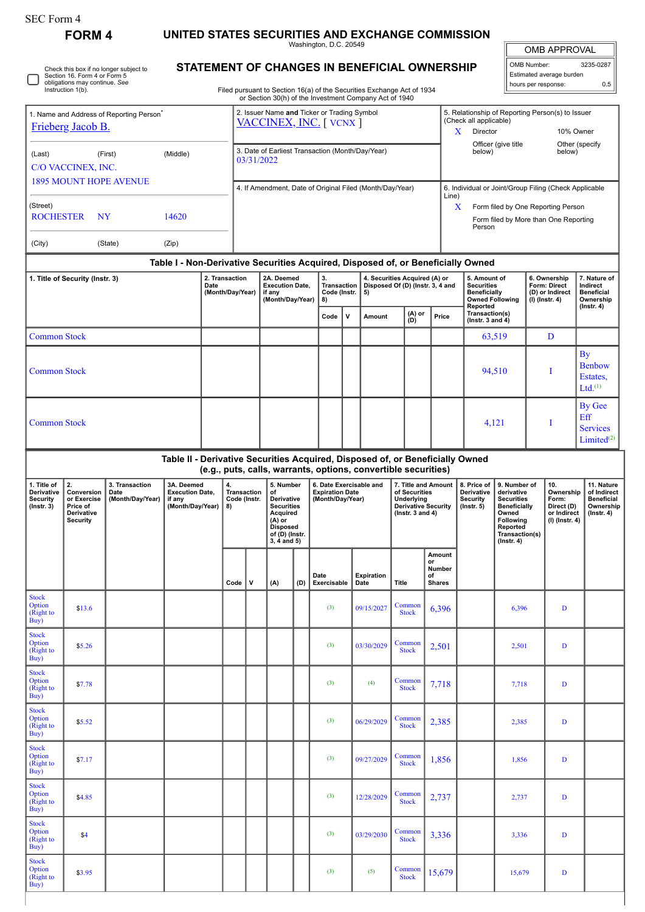SEC Form 4

**FORM 4**

# UNITED STATES SECURITIES AND EXCHANGE COMMISSION

Washington, D.C. 20549

## STATEMENT OF CHANGES IN BENEFICIAL OWNERSHIP

Filed pursuant to Section 16(a) of the Securities Exchange Act of 1934 or Section 30(h) of the Investment Company Act of 1940

| OMB APPROVAL | |
|---|---|
| OMB Number: | 3235-0287 |
| Estimated average burden | |
| hours per response: | 0.5 |

☐ Check this box if no longer subject to Section 16. Form 4 or Form 5 obligations may continue. *See* Instruction 1(b).

| 1. Name and Address of Reporting Person* | 2. Issuer Name **and** Ticker or Trading Symbol | 5. Relationship of Reporting Person(s) to Issuer (Check all applicable) |
|---|---|---|
| Frieberg Jacob B. | VACCINEX, INC. [ VCNX ] | X Director / 10% Owner / Officer (give title below) / Other (specify below) |
| (Last) (First) (Middle) C/O VACCINEX, INC. 1895 MOUNT HOPE AVENUE | 3. Date of Earliest Transaction (Month/Day/Year) 03/31/2022 | |
| (Street) ROCHESTER NY 14620 (City) (State) (Zip) | 4. If Amendment, Date of Original Filed (Month/Day/Year) | 6. Individual or Joint/Group Filing (Check Applicable Line) X Form filed by One Reporting Person / Form filed by More than One Reporting Person |

### Table I - Non-Derivative Securities Acquired, Disposed of, or Beneficially Owned

| 1. Title of Security (Instr. 3) | 2. Transaction Date (Month/Day/Year) | 2A. Deemed Execution Date, if any (Month/Day/Year) | 3. Transaction Code (Instr. 8) | | 4. Securities Acquired (A) or Disposed Of (D) (Instr. 3, 4 and 5) | | | 5. Amount of Securities Beneficially Owned Following Reported Transaction(s) (Instr. 3 and 4) | 6. Ownership Form: Direct (D) or Indirect (I) (Instr. 4) | 7. Nature of Indirect Beneficial Ownership (Instr. 4) |
|---|---|---|---|---|---|---|---|---|---|---|
| | | | Code | V | Amount | (A) or (D) | Price | | | |
| Common Stock | | | | | | | | 63,519 | D | |
| Common Stock | | | | | | | | 94,510 | I | By Benbow Estates, Ltd.[1] |
| Common Stock | | | | | | | | 4,121 | I | By Gee Eff Services Limited[2] |

### Table II - Derivative Securities Acquired, Disposed of, or Beneficially Owned (e.g., puts, calls, warrants, options, convertible securities)

| 1. Title of Derivative Security (Instr. 3) | 2. Conversion or Exercise Price of Derivative Security | 3. Transaction Date (Month/Day/Year) | 3A. Deemed Execution Date, if any (Month/Day/Year) | 4. Transaction Code (Instr. 8) | | 5. Number of Derivative Securities Acquired (A) or Disposed of (D) (Instr. 3, 4 and 5) | | 6. Date Exercisable and Expiration Date (Month/Day/Year) | | 7. Title and Amount of Securities Underlying Derivative Security (Instr. 3 and 4) | | 8. Price of Derivative Security (Instr. 5) | 9. Number of derivative Securities Beneficially Owned Following Reported Transaction(s) (Instr. 4) | 10. Ownership Form: Direct (D) or Indirect (I) (Instr. 4) | 11. Nature of Indirect Beneficial Ownership (Instr. 4) |
|---|---|---|---|---|---|---|---|---|---|---|---|---|---|---|---|
| | | | | Code | V | (A) | (D) | Date Exercisable | Expiration Date | Title | Amount or Number of Shares | | | | |
| Stock Option (Right to Buy) | $13.6 | | | | | | | (3) | 09/15/2027 | Common Stock | 6,396 | | 6,396 | D | |
| Stock Option (Right to Buy) | $5.26 | | | | | | | (3) | 03/30/2029 | Common Stock | 2,501 | | 2,501 | D | |
| Stock Option (Right to Buy) | $7.78 | | | | | | | (3) | (4) | Common Stock | 7,718 | | 7,718 | D | |
| Stock Option (Right to Buy) | $5.52 | | | | | | | (3) | 06/29/2029 | Common Stock | 2,385 | | 2,385 | D | |
| Stock Option (Right to Buy) | $7.17 | | | | | | | (3) | 09/27/2029 | Common Stock | 1,856 | | 1,856 | D | |
| Stock Option (Right to Buy) | $4.85 | | | | | | | (3) | 12/28/2029 | Common Stock | 2,737 | | 2,737 | D | |
| Stock Option (Right to Buy) | $4 | | | | | | | (3) | 03/29/2030 | Common Stock | 3,336 | | 3,336 | D | |
| Stock Option (Right to Buy) | $3.95 | | | | | | | (3) | (5) | Common Stock | 15,679 | | 15,679 | D | |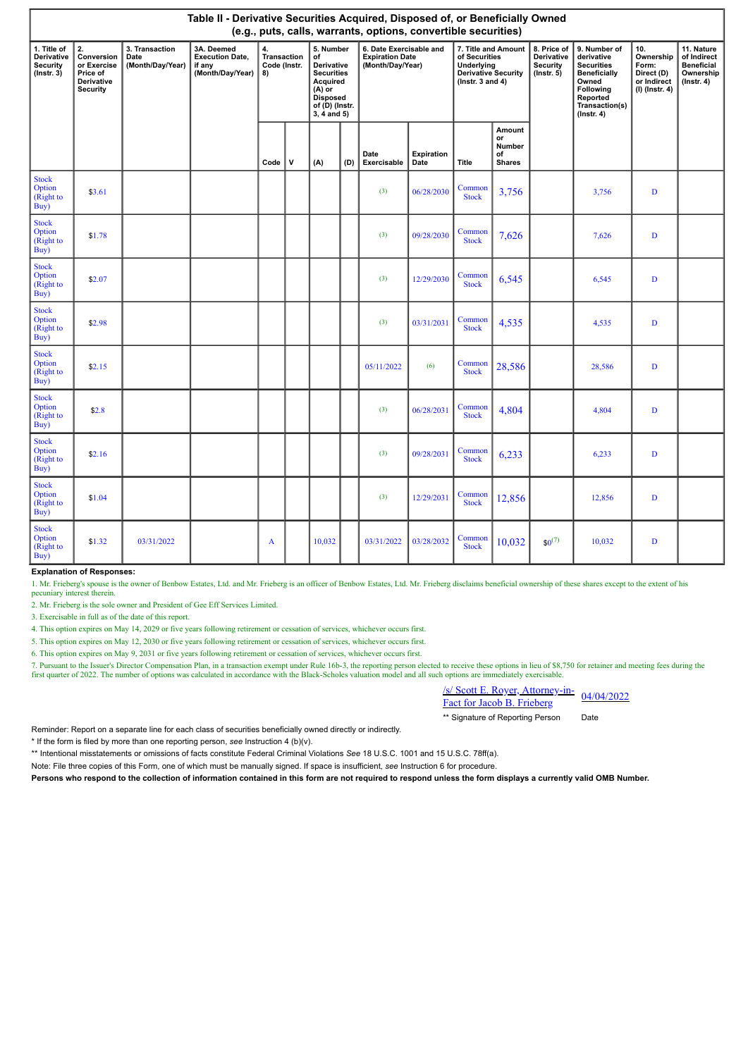| Table II - Derivative Securities Acquired, Disposed of, or Beneficially Owned (e.g., puts, calls, warrants, options, convertible securities) | | | | | | | | | | | | | | | |
|---|---|---|---|---|---|---|---|---|---|---|---|---|---|---|---|
| 1. Title of Derivative Security (Instr. 3) | 2. Conversion or Exercise Price of Derivative Security | 3. Transaction Date (Month/Day/Year) | 3A. Deemed Execution Date, if any (Month/Day/Year) | 4. Transaction Code (Instr. 8) | | 5. Number of Derivative Securities Acquired (A) or Disposed of (D) (Instr. 3, 4 and 5) | | 6. Date Exercisable and Expiration Date (Month/Day/Year) | | 7. Title and Amount of Securities Underlying Derivative Security (Instr. 3 and 4) | | 8. Price of Derivative Security (Instr. 5) | 9. Number of derivative Securities Beneficially Owned Following Reported Transaction(s) (Instr. 4) | 10. Ownership Form: Direct (D) or Indirect (I) (Instr. 4) | 11. Nature of Indirect Beneficial Ownership (Instr. 4) |
| | | | | Code | V | (A) | (D) | Date Exercisable | Expiration Date | Title | Amount or Number of Shares | | | | |
| Stock Option (Right to Buy) | $3.61 | | | | | | | (3) | 06/28/2030 | Common Stock | 3,756 | | 3,756 | D | |
| Stock Option (Right to Buy) | $1.78 | | | | | | | (3) | 09/28/2030 | Common Stock | 7,626 | | 7,626 | D | |
| Stock Option (Right to Buy) | $2.07 | | | | | | | (3) | 12/29/2030 | Common Stock | 6,545 | | 6,545 | D | |
| Stock Option (Right to Buy) | $2.98 | | | | | | | (3) | 03/31/2031 | Common Stock | 4,535 | | 4,535 | D | |
| Stock Option (Right to Buy) | $2.15 | | | | | | | 05/11/2022 | (6) | Common Stock | 28,586 | | 28,586 | D | |
| Stock Option (Right to Buy) | $2.8 | | | | | | | (3) | 06/28/2031 | Common Stock | 4,804 | | 4,804 | D | |
| Stock Option (Right to Buy) | $2.16 | | | | | | | (3) | 09/28/2031 | Common Stock | 6,233 | | 6,233 | D | |
| Stock Option (Right to Buy) | $1.04 | | | | | | | (3) | 12/29/2031 | Common Stock | 12,856 | | 12,856 | D | |
| Stock Option (Right to Buy) | $1.32 | 03/31/2022 | | A | | 10,032 | | 03/31/2022 | 03/28/2032 | Common Stock | 10,032 | $0(7) | 10,032 | D | |

**Explanation of Responses:**

1. Mr. Frieberg's spouse is the owner of Benbow Estates, Ltd. and Mr. Frieberg is an officer of Benbow Estates, Ltd. Mr. Frieberg disclaims beneficial ownership of these shares except to the extent of his pecuniary interest therein.
2. Mr. Frieberg is the sole owner and President of Gee Eff Services Limited.
3. Exercisable in full as of the date of this report.
4. This option expires on May 14, 2029 or five years following retirement or cessation of services, whichever occurs first.
5. This option expires on May 12, 2030 or five years following retirement or cessation of services, whichever occurs first.
6. This option expires on May 9, 2031 or five years following retirement or cessation of services, whichever occurs first.
7. Pursuant to the Issuer's Director Compensation Plan, in a transaction exempt under Rule 16b-3, the reporting person elected to receive these options in lieu of $8,750 for retainer and meeting fees during the first quarter of 2022. The number of options was calculated in accordance with the Black-Scholes valuation model and all such options are immediately exercisable.

/s/ Scott E. Royer, Attorney-in-Fact for Jacob B. Frieberg — 04/04/2022

** Signature of Reporting Person — Date

Reminder: Report on a separate line for each class of securities beneficially owned directly or indirectly.

* If the form is filed by more than one reporting person, *see* Instruction 4 (b)(v).

** Intentional misstatements or omissions of facts constitute Federal Criminal Violations *See* 18 U.S.C. 1001 and 15 U.S.C. 78ff(a).

Note: File three copies of this Form, one of which must be manually signed. If space is insufficient, *see* Instruction 6 for procedure.

**Persons who respond to the collection of information contained in this form are not required to respond unless the form displays a currently valid OMB Number.**